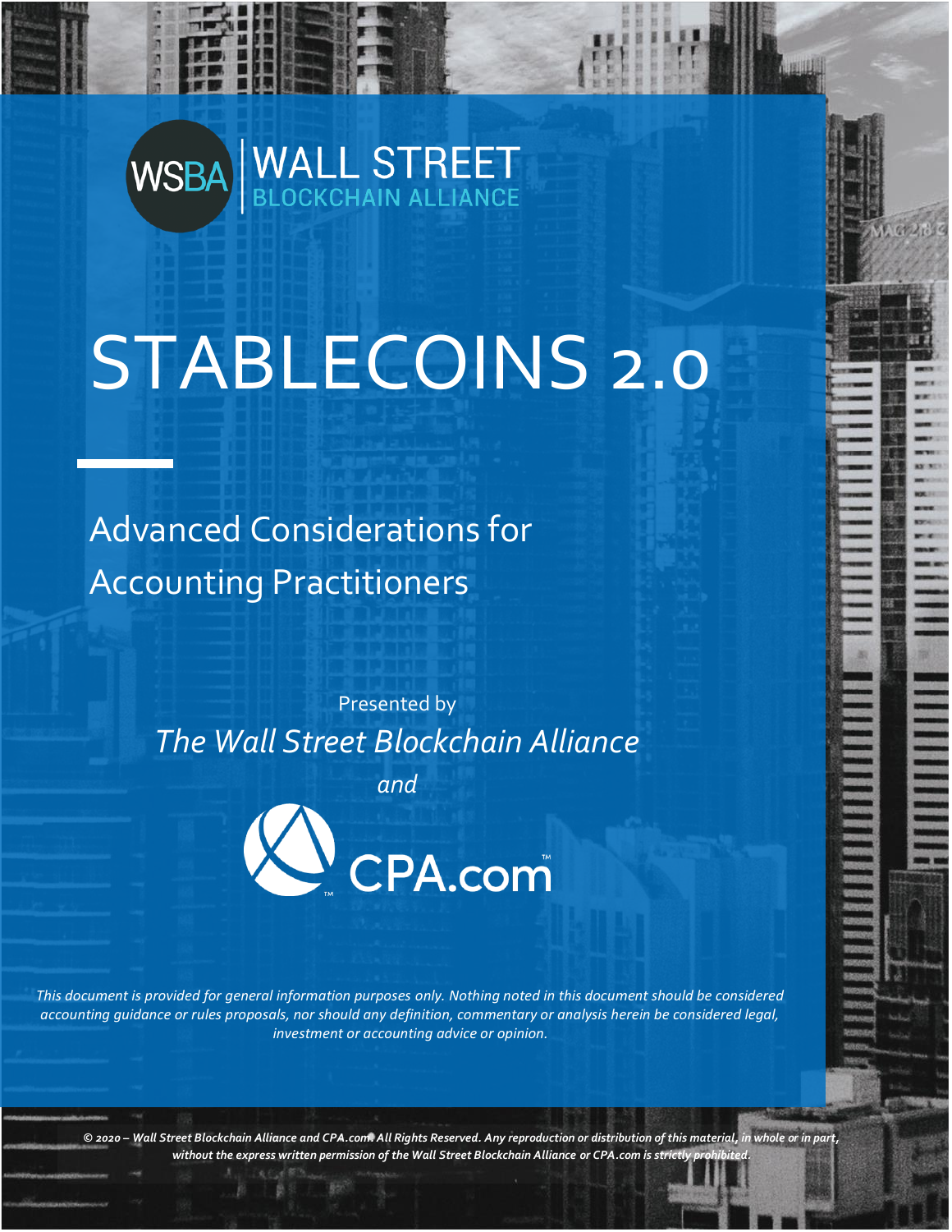WSBA | WALL STREET BLOCKCHAIN ALLIANCE

# STABLECOINS 2.0

## Advanced Considerations for Accounting Practitioners

Presented by

*The Wall Street Blockchain Alliance*

*and*

CPA.com

*This document is provided for general information purposes only. Nothing noted in this document should be considered accounting guidance or rules proposals, nor should any definition, commentary or analysis herein be considered legal, investment or accounting advice or opinion.*

*© 2020 – Wall Street Blockchain Alliance and CPA.com. All Rights Reserved. Any reproduction or distribution of this material, in whole or in part, without the express written permission of the Wall Street Blockchain Alliance or CPA.com is strictly prohibited.*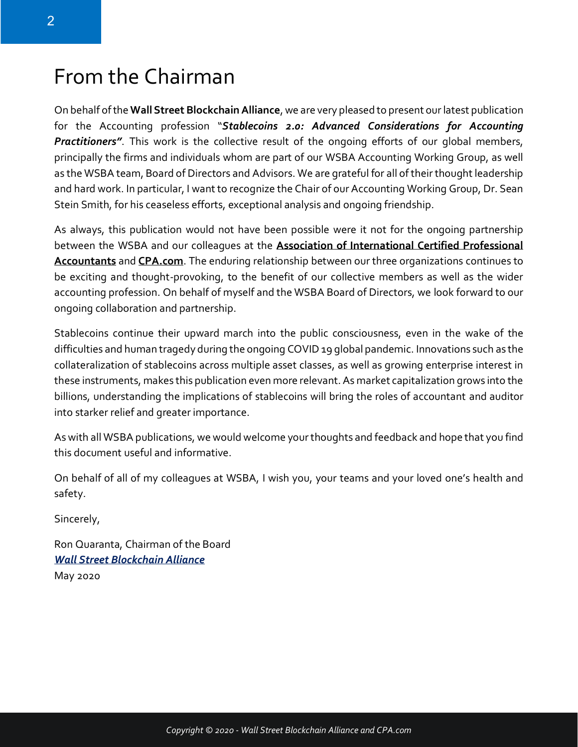# From the Chairman

On behalf of the **Wall Street Blockchain Alliance**, we are very pleased to present our latest publication for the Accounting profession "***Stablecoins 2.0: Advanced Considerations for Accounting Practitioners"***. This work is the collective result of the ongoing efforts of our global members, principally the firms and individuals whom are part of our WSBA Accounting Working Group, as well as the WSBA team, Board of Directors and Advisors. We are grateful for all of their thought leadership and hard work. In particular, I want to recognize the Chair of our Accounting Working Group, Dr. Sean Stein Smith, for his ceaseless efforts, exceptional analysis and ongoing friendship.

As always, this publication would not have been possible were it not for the ongoing partnership between the WSBA and our colleagues at the **Association of International Certified Professional Accountants** and **CPA.com**. The enduring relationship between our three organizations continues to be exciting and thought-provoking, to the benefit of our collective members as well as the wider accounting profession. On behalf of myself and the WSBA Board of Directors, we look forward to our ongoing collaboration and partnership.

Stablecoins continue their upward march into the public consciousness, even in the wake of the difficulties and human tragedy during the ongoing COVID 19 global pandemic. Innovations such as the collateralization of stablecoins across multiple asset classes, as well as growing enterprise interest in these instruments, makes this publication even more relevant. As market capitalization grows into the billions, understanding the implications of stablecoins will bring the roles of accountant and auditor into starker relief and greater importance.

As with all WSBA publications, we would welcome your thoughts and feedback and hope that you find this document useful and informative.

On behalf of all of my colleagues at WSBA, I wish you, your teams and your loved one's health and safety.

Sincerely,

Ron Quaranta, Chairman of the Board  
***Wall Street Blockchain Alliance***  
May 2020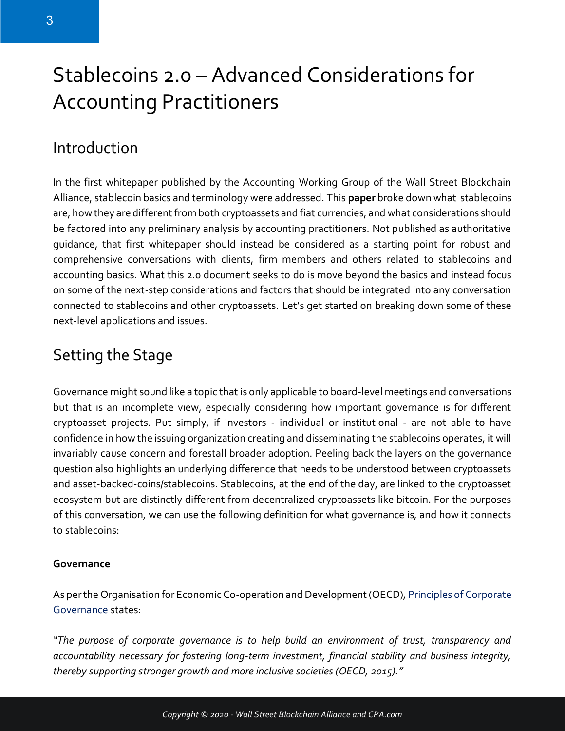# Stablecoins 2.0 – Advanced Considerations for Accounting Practitioners

## Introduction

In the first whitepaper published by the Accounting Working Group of the Wall Street Blockchain Alliance, stablecoin basics and terminology were addressed. This **paper** broke down what stablecoins are, how they are different from both cryptoassets and fiat currencies, and what considerations should be factored into any preliminary analysis by accounting practitioners. Not published as authoritative guidance, that first whitepaper should instead be considered as a starting point for robust and comprehensive conversations with clients, firm members and others related to stablecoins and accounting basics. What this 2.0 document seeks to do is move beyond the basics and instead focus on some of the next-step considerations and factors that should be integrated into any conversation connected to stablecoins and other cryptoassets. Let's get started on breaking down some of these next-level applications and issues.

## Setting the Stage

Governance might sound like a topic that is only applicable to board-level meetings and conversations but that is an incomplete view, especially considering how important governance is for different cryptoasset projects. Put simply, if investors - individual or institutional - are not able to have confidence in how the issuing organization creating and disseminating the stablecoins operates, it will invariably cause concern and forestall broader adoption. Peeling back the layers on the governance question also highlights an underlying difference that needs to be understood between cryptoassets and asset-backed-coins/stablecoins. Stablecoins, at the end of the day, are linked to the cryptoasset ecosystem but are distinctly different from decentralized cryptoassets like bitcoin. For the purposes of this conversation, we can use the following definition for what governance is, and how it connects to stablecoins:

**Governance**

As per the Organisation for Economic Co-operation and Development (OECD), Principles of Corporate Governance states:

*"The purpose of corporate governance is to help build an environment of trust, transparency and accountability necessary for fostering long-term investment, financial stability and business integrity, thereby supporting stronger growth and more inclusive societies (OECD, 2015)."*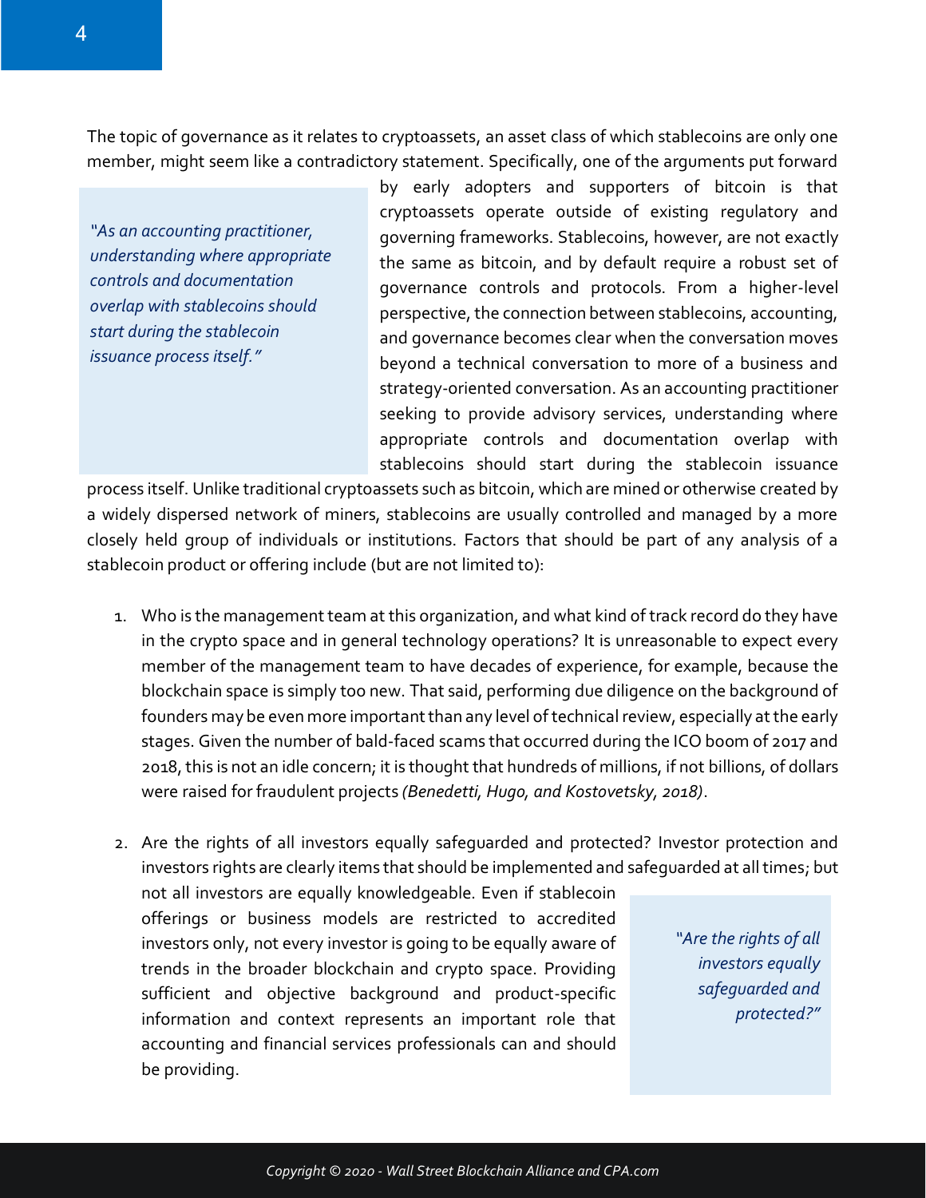The topic of governance as it relates to cryptoassets, an asset class of which stablecoins are only one member, might seem like a contradictory statement. Specifically, one of the arguments put forward by early adopters and supporters of bitcoin is that cryptoassets operate outside of existing regulatory and governing frameworks. Stablecoins, however, are not exactly the same as bitcoin, and by default require a robust set of governance controls and protocols. From a higher-level perspective, the connection between stablecoins, accounting, and governance becomes clear when the conversation moves beyond a technical conversation to more of a business and strategy-oriented conversation. As an accounting practitioner seeking to provide advisory services, understanding where appropriate controls and documentation overlap with stablecoins should start during the stablecoin issuance process itself. Unlike traditional cryptoassets such as bitcoin, which are mined or otherwise created by a widely dispersed network of miners, stablecoins are usually controlled and managed by a more closely held group of individuals or institutions. Factors that should be part of any analysis of a stablecoin product or offering include (but are not limited to):

> *"As an accounting practitioner, understanding where appropriate controls and documentation overlap with stablecoins should start during the stablecoin issuance process itself."*

1. Who is the management team at this organization, and what kind of track record do they have in the crypto space and in general technology operations? It is unreasonable to expect every member of the management team to have decades of experience, for example, because the blockchain space is simply too new. That said, performing due diligence on the background of founders may be even more important than any level of technical review, especially at the early stages. Given the number of bald-faced scams that occurred during the ICO boom of 2017 and 2018, this is not an idle concern; it is thought that hundreds of millions, if not billions, of dollars were raised for fraudulent projects *(Benedetti, Hugo, and Kostovetsky, 2018)*.

2. Are the rights of all investors equally safeguarded and protected? Investor protection and investors rights are clearly items that should be implemented and safeguarded at all times; but not all investors are equally knowledgeable. Even if stablecoin offerings or business models are restricted to accredited investors only, not every investor is going to be equally aware of trends in the broader blockchain and crypto space. Providing sufficient and objective background and product-specific information and context represents an important role that accounting and financial services professionals can and should be providing.

> *"Are the rights of all investors equally safeguarded and protected?"*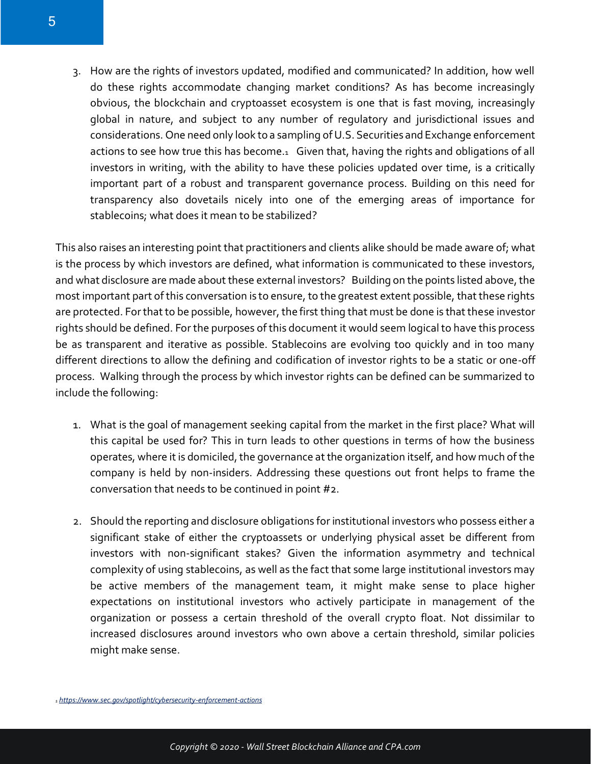3. How are the rights of investors updated, modified and communicated? In addition, how well do these rights accommodate changing market conditions? As has become increasingly obvious, the blockchain and cryptoasset ecosystem is one that is fast moving, increasingly global in nature, and subject to any number of regulatory and jurisdictional issues and considerations. One need only look to a sampling of U.S. Securities and Exchange enforcement actions to see how true this has become.[1] Given that, having the rights and obligations of all investors in writing, with the ability to have these policies updated over time, is a critically important part of a robust and transparent governance process. Building on this need for transparency also dovetails nicely into one of the emerging areas of importance for stablecoins; what does it mean to be stabilized?

This also raises an interesting point that practitioners and clients alike should be made aware of; what is the process by which investors are defined, what information is communicated to these investors, and what disclosure are made about these external investors? Building on the points listed above, the most important part of this conversation is to ensure, to the greatest extent possible, that these rights are protected. For that to be possible, however, the first thing that must be done is that these investor rights should be defined. For the purposes of this document it would seem logical to have this process be as transparent and iterative as possible. Stablecoins are evolving too quickly and in too many different directions to allow the defining and codification of investor rights to be a static or one-off process. Walking through the process by which investor rights can be defined can be summarized to include the following:

1. What is the goal of management seeking capital from the market in the first place? What will this capital be used for? This in turn leads to other questions in terms of how the business operates, where it is domiciled, the governance at the organization itself, and how much of the company is held by non-insiders. Addressing these questions out front helps to frame the conversation that needs to be continued in point #2.

2. Should the reporting and disclosure obligations for institutional investors who possess either a significant stake of either the cryptoassets or underlying physical asset be different from investors with non-significant stakes? Given the information asymmetry and technical complexity of using stablecoins, as well as the fact that some large institutional investors may be active members of the management team, it might make sense to place higher expectations on institutional investors who actively participate in management of the organization or possess a certain threshold of the overall crypto float. Not dissimilar to increased disclosures around investors who own above a certain threshold, similar policies might make sense.

[1] https://www.sec.gov/spotlight/cybersecurity-enforcement-actions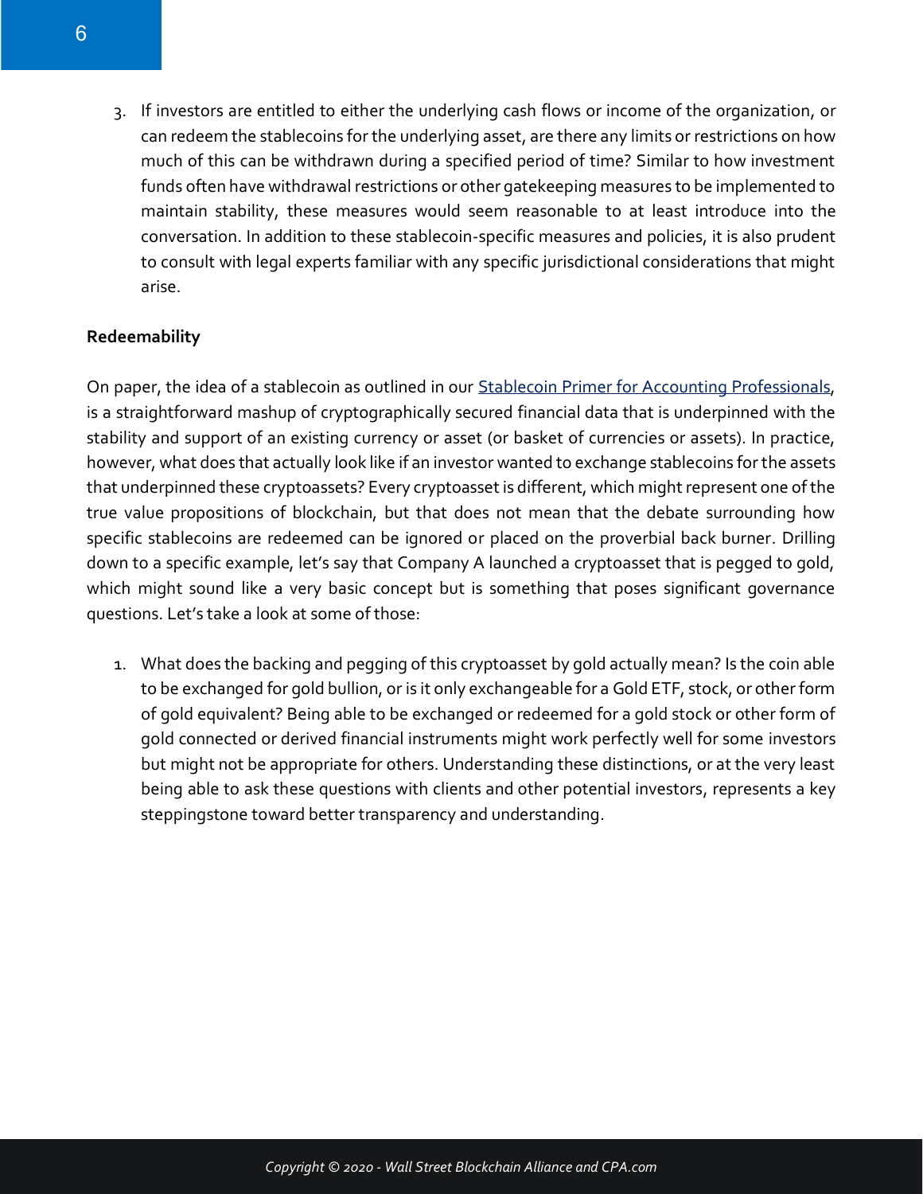3. If investors are entitled to either the underlying cash flows or income of the organization, or can redeem the stablecoins for the underlying asset, are there any limits or restrictions on how much of this can be withdrawn during a specified period of time? Similar to how investment funds often have withdrawal restrictions or other gatekeeping measures to be implemented to maintain stability, these measures would seem reasonable to at least introduce into the conversation. In addition to these stablecoin-specific measures and policies, it is also prudent to consult with legal experts familiar with any specific jurisdictional considerations that might arise.

**Redeemability**

On paper, the idea of a stablecoin as outlined in our [Stablecoin Primer for Accounting Professionals](), is a straightforward mashup of cryptographically secured financial data that is underpinned with the stability and support of an existing currency or asset (or basket of currencies or assets). In practice, however, what does that actually look like if an investor wanted to exchange stablecoins for the assets that underpinned these cryptoassets? Every cryptoasset is different, which might represent one of the true value propositions of blockchain, but that does not mean that the debate surrounding how specific stablecoins are redeemed can be ignored or placed on the proverbial back burner. Drilling down to a specific example, let's say that Company A launched a cryptoasset that is pegged to gold, which might sound like a very basic concept but is something that poses significant governance questions. Let's take a look at some of those:

1. What does the backing and pegging of this cryptoasset by gold actually mean? Is the coin able to be exchanged for gold bullion, or is it only exchangeable for a Gold ETF, stock, or other form of gold equivalent? Being able to be exchanged or redeemed for a gold stock or other form of gold connected or derived financial instruments might work perfectly well for some investors but might not be appropriate for others. Understanding these distinctions, or at the very least being able to ask these questions with clients and other potential investors, represents a key steppingstone toward better transparency and understanding.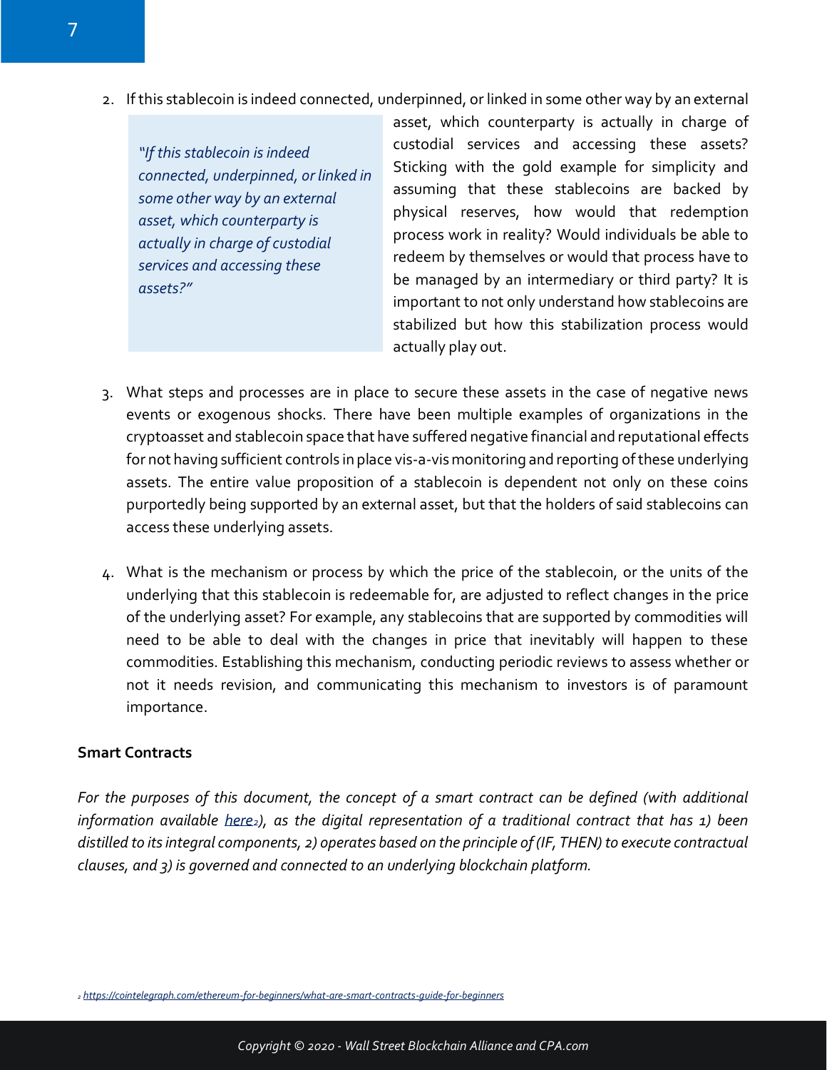2. If this stablecoin is indeed connected, underpinned, or linked in some other way by an external asset, which counterparty is actually in charge of custodial services and accessing these assets? Sticking with the gold example for simplicity and assuming that these stablecoins are backed by physical reserves, how would that redemption process work in reality? Would individuals be able to redeem by themselves or would that process have to be managed by an intermediary or third party? It is important to not only understand how stablecoins are stabilized but how this stabilization process would actually play out.

> *"If this stablecoin is indeed connected, underpinned, or linked in some other way by an external asset, which counterparty is actually in charge of custodial services and accessing these assets?"*

3. What steps and processes are in place to secure these assets in the case of negative news events or exogenous shocks. There have been multiple examples of organizations in the cryptoasset and stablecoin space that have suffered negative financial and reputational effects for not having sufficient controls in place vis-a-vis monitoring and reporting of these underlying assets. The entire value proposition of a stablecoin is dependent not only on these coins purportedly being supported by an external asset, but that the holders of said stablecoins can access these underlying assets.

4. What is the mechanism or process by which the price of the stablecoin, or the units of the underlying that this stablecoin is redeemable for, are adjusted to reflect changes in the price of the underlying asset? For example, any stablecoins that are supported by commodities will need to be able to deal with the changes in price that inevitably will happen to these commodities. Establishing this mechanism, conducting periodic reviews to assess whether or not it needs revision, and communicating this mechanism to investors is of paramount importance.

**Smart Contracts**

*For the purposes of this document, the concept of a smart contract can be defined (with additional information available here[2]), as the digital representation of a traditional contract that has 1) been distilled to its integral components, 2) operates based on the principle of (IF, THEN) to execute contractual clauses, and 3) is governed and connected to an underlying blockchain platform.*

[2] https://cointelegraph.com/ethereum-for-beginners/what-are-smart-contracts-guide-for-beginners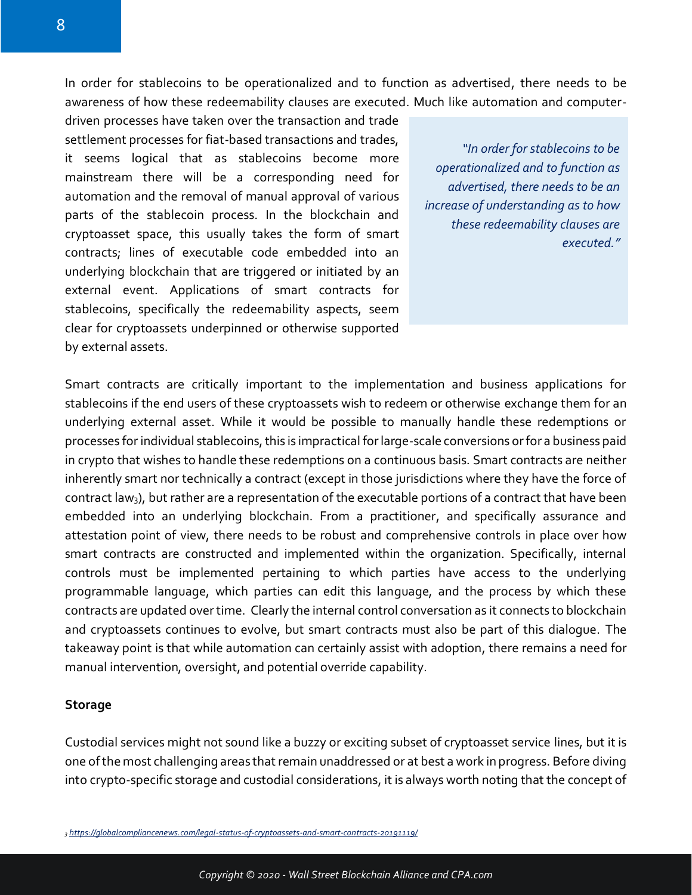In order for stablecoins to be operationalized and to function as advertised, there needs to be awareness of how these redeemability clauses are executed. Much like automation and computer-driven processes have taken over the transaction and trade settlement processes for fiat-based transactions and trades, it seems logical that as stablecoins become more mainstream there will be a corresponding need for automation and the removal of manual approval of various parts of the stablecoin process. In the blockchain and cryptoasset space, this usually takes the form of smart contracts; lines of executable code embedded into an underlying blockchain that are triggered or initiated by an external event. Applications of smart contracts for stablecoins, specifically the redeemability aspects, seem clear for cryptoassets underpinned or otherwise supported by external assets.

> *"In order for stablecoins to be operationalized and to function as advertised, there needs to be an increase of understanding as to how these redeemability clauses are executed."*

Smart contracts are critically important to the implementation and business applications for stablecoins if the end users of these cryptoassets wish to redeem or otherwise exchange them for an underlying external asset. While it would be possible to manually handle these redemptions or processes for individual stablecoins, this is impractical for large-scale conversions or for a business paid in crypto that wishes to handle these redemptions on a continuous basis. Smart contracts are neither inherently smart nor technically a contract (except in those jurisdictions where they have the force of contract law[3]), but rather are a representation of the executable portions of a contract that have been embedded into an underlying blockchain. From a practitioner, and specifically assurance and attestation point of view, there needs to be robust and comprehensive controls in place over how smart contracts are constructed and implemented within the organization. Specifically, internal controls must be implemented pertaining to which parties have access to the underlying programmable language, which parties can edit this language, and the process by which these contracts are updated over time. Clearly the internal control conversation as it connects to blockchain and cryptoassets continues to evolve, but smart contracts must also be part of this dialogue. The takeaway point is that while automation can certainly assist with adoption, there remains a need for manual intervention, oversight, and potential override capability.

**Storage**

Custodial services might not sound like a buzzy or exciting subset of cryptoasset service lines, but it is one of the most challenging areas that remain unaddressed or at best a work in progress. Before diving into crypto-specific storage and custodial considerations, it is always worth noting that the concept of

[3] https://globalcompliancenews.com/legal-status-of-cryptoassets-and-smart-contracts-20191119/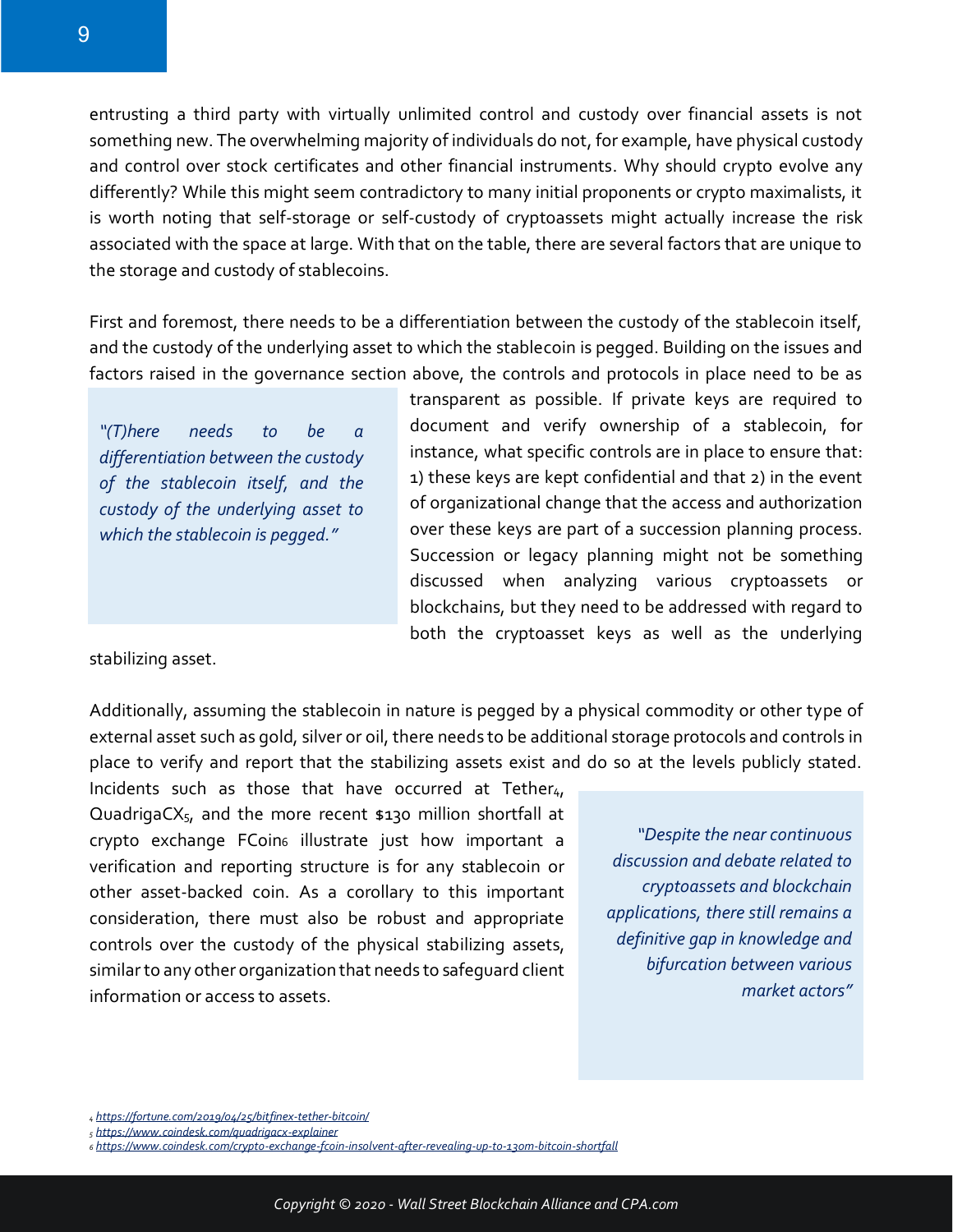entrusting a third party with virtually unlimited control and custody over financial assets is not something new. The overwhelming majority of individuals do not, for example, have physical custody and control over stock certificates and other financial instruments. Why should crypto evolve any differently? While this might seem contradictory to many initial proponents or crypto maximalists, it is worth noting that self-storage or self-custody of cryptoassets might actually increase the risk associated with the space at large. With that on the table, there are several factors that are unique to the storage and custody of stablecoins.

First and foremost, there needs to be a differentiation between the custody of the stablecoin itself, and the custody of the underlying asset to which the stablecoin is pegged. Building on the issues and factors raised in the governance section above, the controls and protocols in place need to be as transparent as possible. If private keys are required to document and verify ownership of a stablecoin, for instance, what specific controls are in place to ensure that: 1) these keys are kept confidential and that 2) in the event of organizational change that the access and authorization over these keys are part of a succession planning process. Succession or legacy planning might not be something discussed when analyzing various cryptoassets or blockchains, but they need to be addressed with regard to both the cryptoasset keys as well as the underlying stabilizing asset.

> *"(T)here needs to be a differentiation between the custody of the stablecoin itself, and the custody of the underlying asset to which the stablecoin is pegged."*

Additionally, assuming the stablecoin in nature is pegged by a physical commodity or other type of external asset such as gold, silver or oil, there needs to be additional storage protocols and controls in place to verify and report that the stabilizing assets exist and do so at the levels publicly stated. Incidents such as those that have occurred at Tether[4], QuadrigaCX[5], and the more recent $130 million shortfall at crypto exchange FCoin[6] illustrate just how important a verification and reporting structure is for any stablecoin or other asset-backed coin. As a corollary to this important consideration, there must also be robust and appropriate controls over the custody of the physical stabilizing assets, similar to any other organization that needs to safeguard client information or access to assets.

> *"Despite the near continuous discussion and debate related to cryptoassets and blockchain applications, there still remains a definitive gap in knowledge and bifurcation between various market actors"*

[4] https://fortune.com/2019/04/25/bitfinex-tether-bitcoin/
[5] https://www.coindesk.com/quadrigacx-explainer
[6] https://www.coindesk.com/crypto-exchange-fcoin-insolvent-after-revealing-up-to-130m-bitcoin-shortfall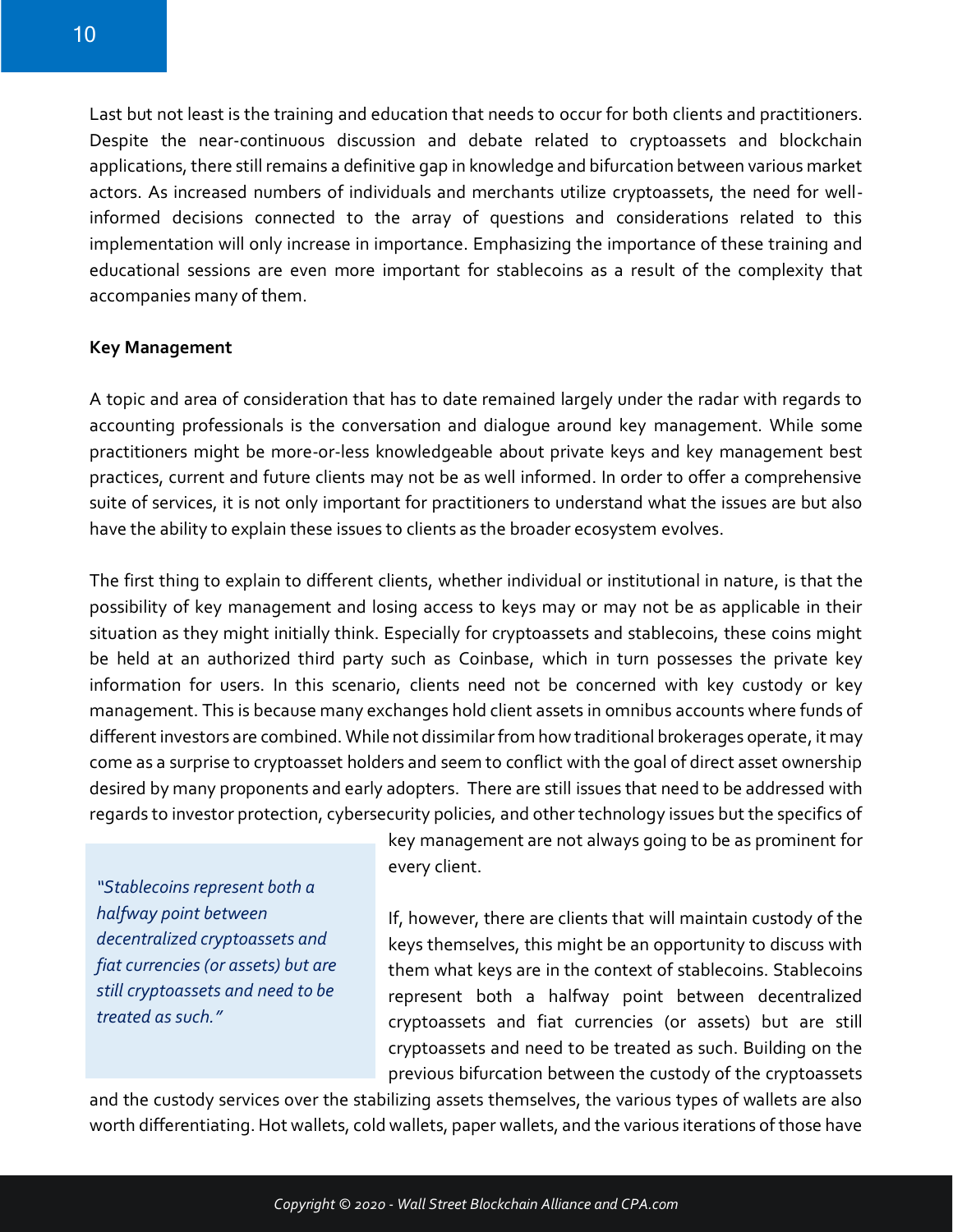Last but not least is the training and education that needs to occur for both clients and practitioners. Despite the near-continuous discussion and debate related to cryptoassets and blockchain applications, there still remains a definitive gap in knowledge and bifurcation between various market actors. As increased numbers of individuals and merchants utilize cryptoassets, the need for well-informed decisions connected to the array of questions and considerations related to this implementation will only increase in importance. Emphasizing the importance of these training and educational sessions are even more important for stablecoins as a result of the complexity that accompanies many of them.

**Key Management**

A topic and area of consideration that has to date remained largely under the radar with regards to accounting professionals is the conversation and dialogue around key management. While some practitioners might be more-or-less knowledgeable about private keys and key management best practices, current and future clients may not be as well informed. In order to offer a comprehensive suite of services, it is not only important for practitioners to understand what the issues are but also have the ability to explain these issues to clients as the broader ecosystem evolves.

The first thing to explain to different clients, whether individual or institutional in nature, is that the possibility of key management and losing access to keys may or may not be as applicable in their situation as they might initially think. Especially for cryptoassets and stablecoins, these coins might be held at an authorized third party such as Coinbase, which in turn possesses the private key information for users. In this scenario, clients need not be concerned with key custody or key management. This is because many exchanges hold client assets in omnibus accounts where funds of different investors are combined. While not dissimilar from how traditional brokerages operate, it may come as a surprise to cryptoasset holders and seem to conflict with the goal of direct asset ownership desired by many proponents and early adopters. There are still issues that need to be addressed with regards to investor protection, cybersecurity policies, and other technology issues but the specifics of key management are not always going to be as prominent for every client.

> *"Stablecoins represent both a halfway point between decentralized cryptoassets and fiat currencies (or assets) but are still cryptoassets and need to be treated as such."*

If, however, there are clients that will maintain custody of the keys themselves, this might be an opportunity to discuss with them what keys are in the context of stablecoins. Stablecoins represent both a halfway point between decentralized cryptoassets and fiat currencies (or assets) but are still cryptoassets and need to be treated as such. Building on the previous bifurcation between the custody of the cryptoassets and the custody services over the stabilizing assets themselves, the various types of wallets are also worth differentiating. Hot wallets, cold wallets, paper wallets, and the various iterations of those have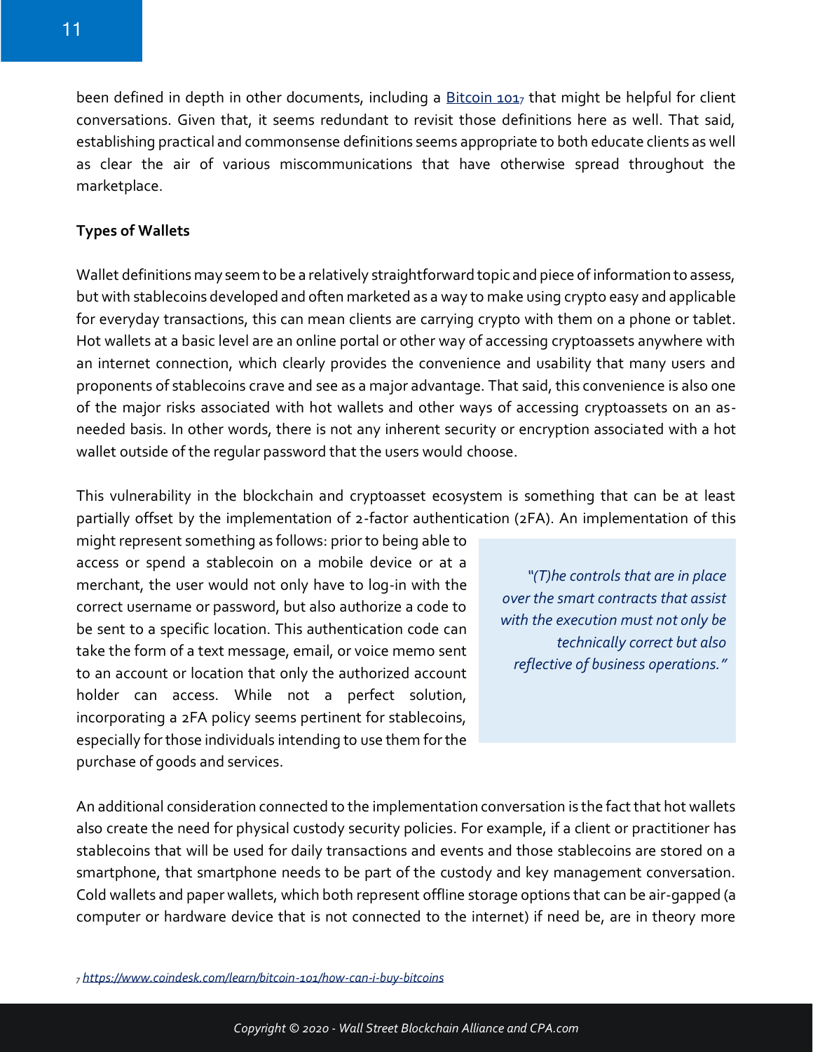been defined in depth in other documents, including a [Bitcoin 101](https://www.coindesk.com/learn/bitcoin-101/how-can-i-buy-bitcoins)[7] that might be helpful for client conversations. Given that, it seems redundant to revisit those definitions here as well. That said, establishing practical and commonsense definitions seems appropriate to both educate clients as well as clear the air of various miscommunications that have otherwise spread throughout the marketplace.

**Types of Wallets**

Wallet definitions may seem to be a relatively straightforward topic and piece of information to assess, but with stablecoins developed and often marketed as a way to make using crypto easy and applicable for everyday transactions, this can mean clients are carrying crypto with them on a phone or tablet. Hot wallets at a basic level are an online portal or other way of accessing cryptoassets anywhere with an internet connection, which clearly provides the convenience and usability that many users and proponents of stablecoins crave and see as a major advantage. That said, this convenience is also one of the major risks associated with hot wallets and other ways of accessing cryptoassets on an as-needed basis. In other words, there is not any inherent security or encryption associated with a hot wallet outside of the regular password that the users would choose.

This vulnerability in the blockchain and cryptoasset ecosystem is something that can be at least partially offset by the implementation of 2-factor authentication (2FA). An implementation of this might represent something as follows: prior to being able to access or spend a stablecoin on a mobile device or at a merchant, the user would not only have to log-in with the correct username or password, but also authorize a code to be sent to a specific location. This authentication code can take the form of a text message, email, or voice memo sent to an account or location that only the authorized account holder can access. While not a perfect solution, incorporating a 2FA policy seems pertinent for stablecoins, especially for those individuals intending to use them for the purchase of goods and services.

> *"(T)he controls that are in place over the smart contracts that assist with the execution must not only be technically correct but also reflective of business operations."*

An additional consideration connected to the implementation conversation is the fact that hot wallets also create the need for physical custody security policies. For example, if a client or practitioner has stablecoins that will be used for daily transactions and events and those stablecoins are stored on a smartphone, that smartphone needs to be part of the custody and key management conversation. Cold wallets and paper wallets, which both represent offline storage options that can be air-gapped (a computer or hardware device that is not connected to the internet) if need be, are in theory more

[7] https://www.coindesk.com/learn/bitcoin-101/how-can-i-buy-bitcoins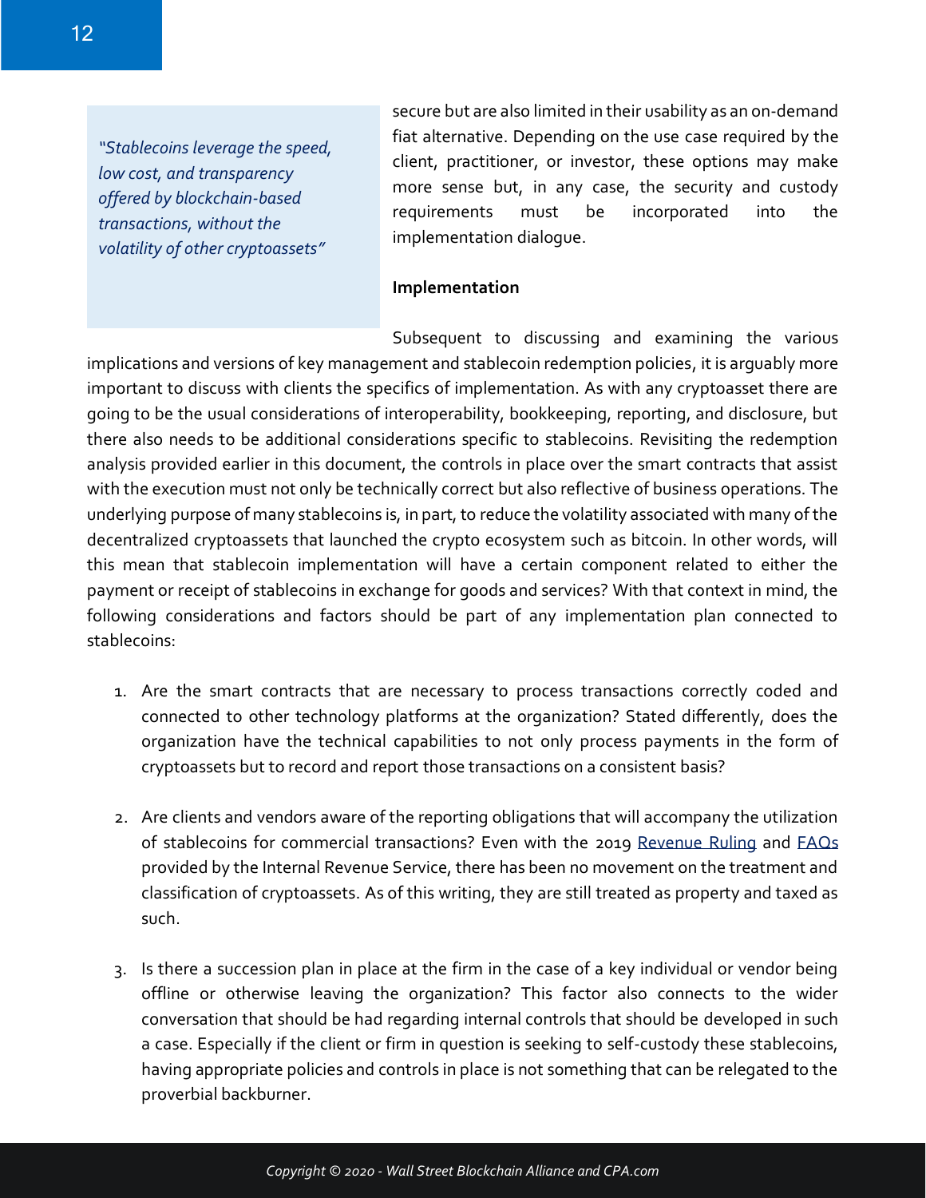> *"Stablecoins leverage the speed, low cost, and transparency offered by blockchain-based transactions, without the volatility of other cryptoassets"*

secure but are also limited in their usability as an on-demand fiat alternative. Depending on the use case required by the client, practitioner, or investor, these options may make more sense but, in any case, the security and custody requirements must be incorporated into the implementation dialogue.

**Implementation**

Subsequent to discussing and examining the various implications and versions of key management and stablecoin redemption policies, it is arguably more important to discuss with clients the specifics of implementation. As with any cryptoasset there are going to be the usual considerations of interoperability, bookkeeping, reporting, and disclosure, but there also needs to be additional considerations specific to stablecoins. Revisiting the redemption analysis provided earlier in this document, the controls in place over the smart contracts that assist with the execution must not only be technically correct but also reflective of business operations. The underlying purpose of many stablecoins is, in part, to reduce the volatility associated with many of the decentralized cryptoassets that launched the crypto ecosystem such as bitcoin. In other words, will this mean that stablecoin implementation will have a certain component related to either the payment or receipt of stablecoins in exchange for goods and services? With that context in mind, the following considerations and factors should be part of any implementation plan connected to stablecoins:

1. Are the smart contracts that are necessary to process transactions correctly coded and connected to other technology platforms at the organization? Stated differently, does the organization have the technical capabilities to not only process payments in the form of cryptoassets but to record and report those transactions on a consistent basis?

2. Are clients and vendors aware of the reporting obligations that will accompany the utilization of stablecoins for commercial transactions? Even with the 2019 Revenue Ruling and FAQs provided by the Internal Revenue Service, there has been no movement on the treatment and classification of cryptoassets. As of this writing, they are still treated as property and taxed as such.

3. Is there a succession plan in place at the firm in the case of a key individual or vendor being offline or otherwise leaving the organization? This factor also connects to the wider conversation that should be had regarding internal controls that should be developed in such a case. Especially if the client or firm in question is seeking to self-custody these stablecoins, having appropriate policies and controls in place is not something that can be relegated to the proverbial backburner.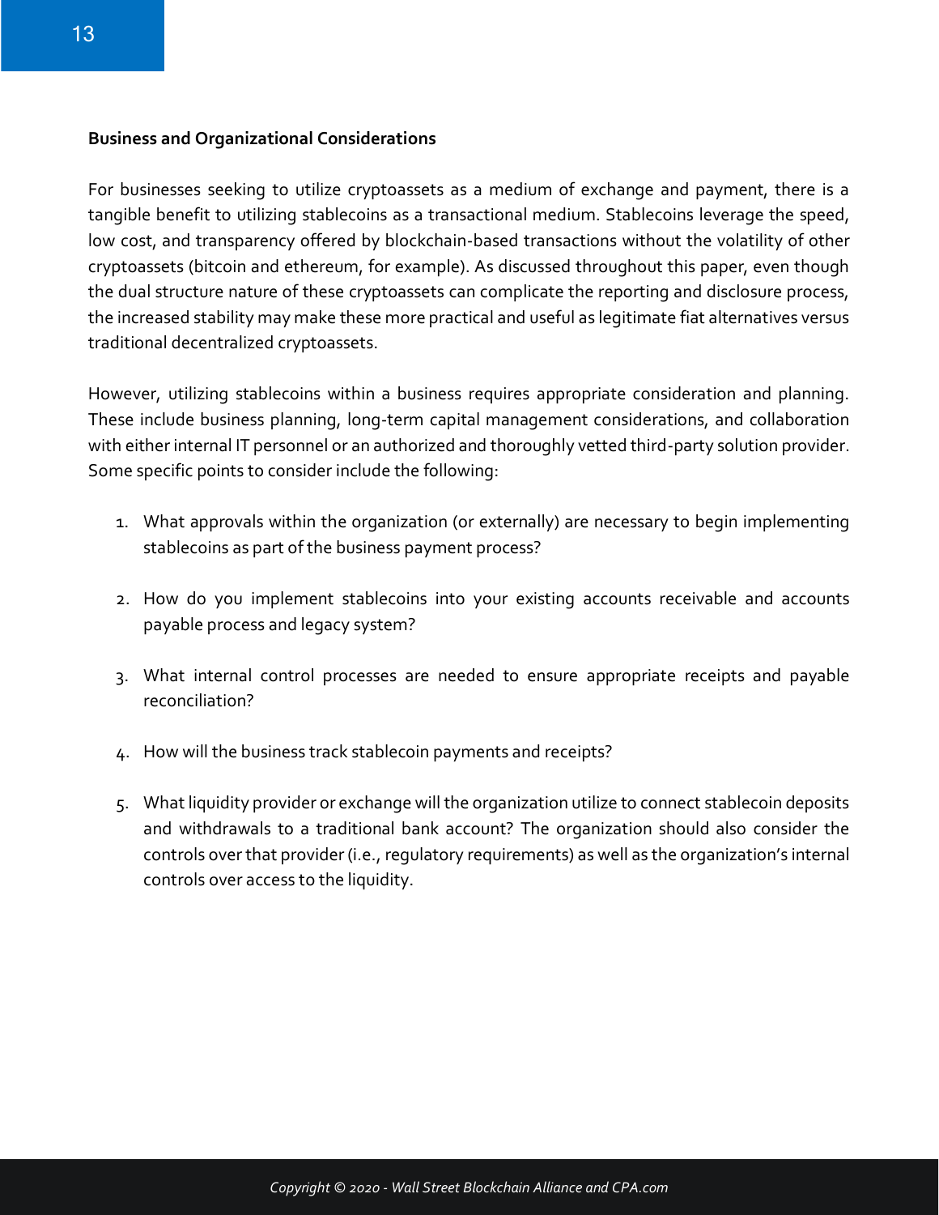**Business and Organizational Considerations**

For businesses seeking to utilize cryptoassets as a medium of exchange and payment, there is a tangible benefit to utilizing stablecoins as a transactional medium. Stablecoins leverage the speed, low cost, and transparency offered by blockchain-based transactions without the volatility of other cryptoassets (bitcoin and ethereum, for example). As discussed throughout this paper, even though the dual structure nature of these cryptoassets can complicate the reporting and disclosure process, the increased stability may make these more practical and useful as legitimate fiat alternatives versus traditional decentralized cryptoassets.

However, utilizing stablecoins within a business requires appropriate consideration and planning. These include business planning, long-term capital management considerations, and collaboration with either internal IT personnel or an authorized and thoroughly vetted third-party solution provider. Some specific points to consider include the following:

1. What approvals within the organization (or externally) are necessary to begin implementing stablecoins as part of the business payment process?

2. How do you implement stablecoins into your existing accounts receivable and accounts payable process and legacy system?

3. What internal control processes are needed to ensure appropriate receipts and payable reconciliation?

4. How will the business track stablecoin payments and receipts?

5. What liquidity provider or exchange will the organization utilize to connect stablecoin deposits and withdrawals to a traditional bank account? The organization should also consider the controls over that provider (i.e., regulatory requirements) as well as the organization's internal controls over access to the liquidity.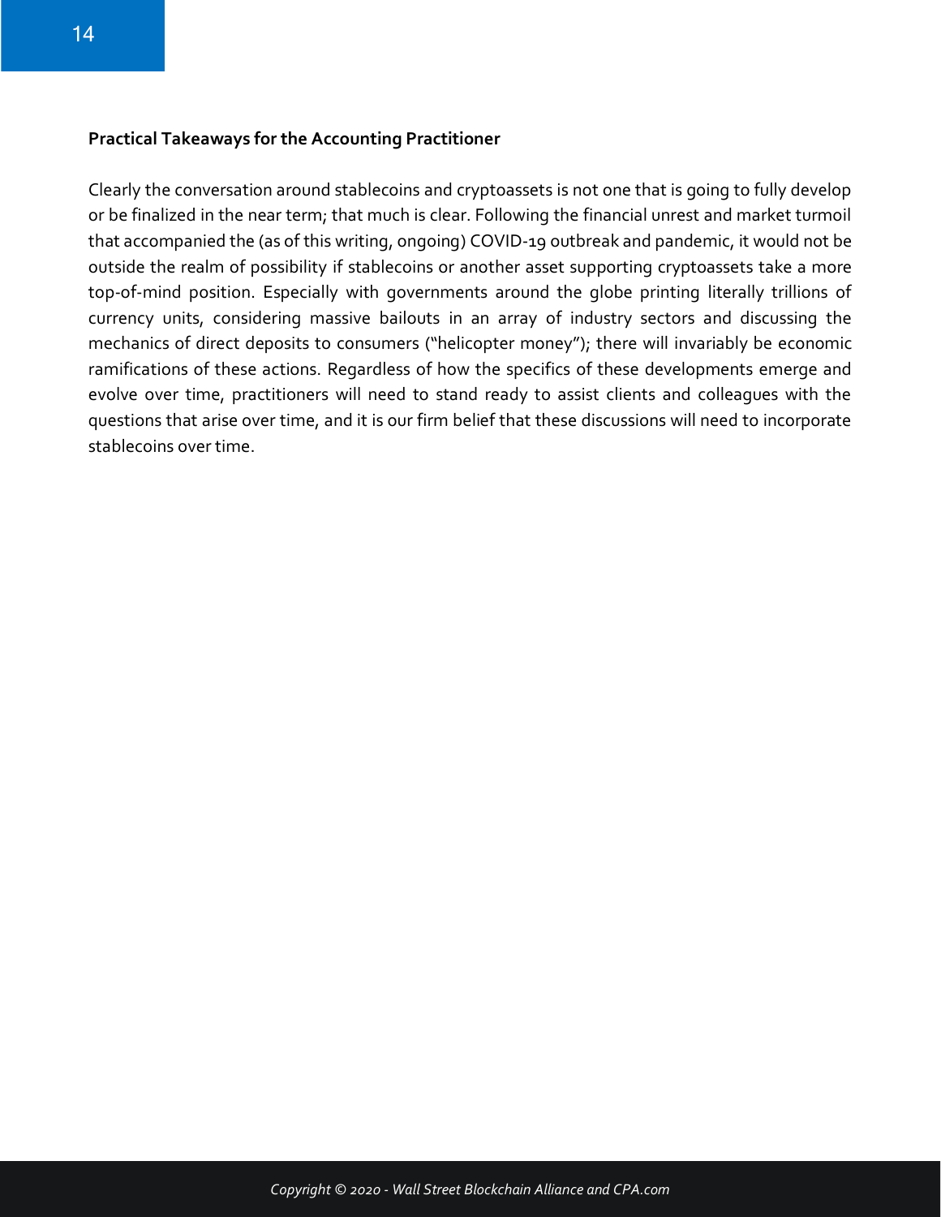**Practical Takeaways for the Accounting Practitioner**

Clearly the conversation around stablecoins and cryptoassets is not one that is going to fully develop or be finalized in the near term; that much is clear. Following the financial unrest and market turmoil that accompanied the (as of this writing, ongoing) COVID-19 outbreak and pandemic, it would not be outside the realm of possibility if stablecoins or another asset supporting cryptoassets take a more top-of-mind position. Especially with governments around the globe printing literally trillions of currency units, considering massive bailouts in an array of industry sectors and discussing the mechanics of direct deposits to consumers ("helicopter money"); there will invariably be economic ramifications of these actions. Regardless of how the specifics of these developments emerge and evolve over time, practitioners will need to stand ready to assist clients and colleagues with the questions that arise over time, and it is our firm belief that these discussions will need to incorporate stablecoins over time.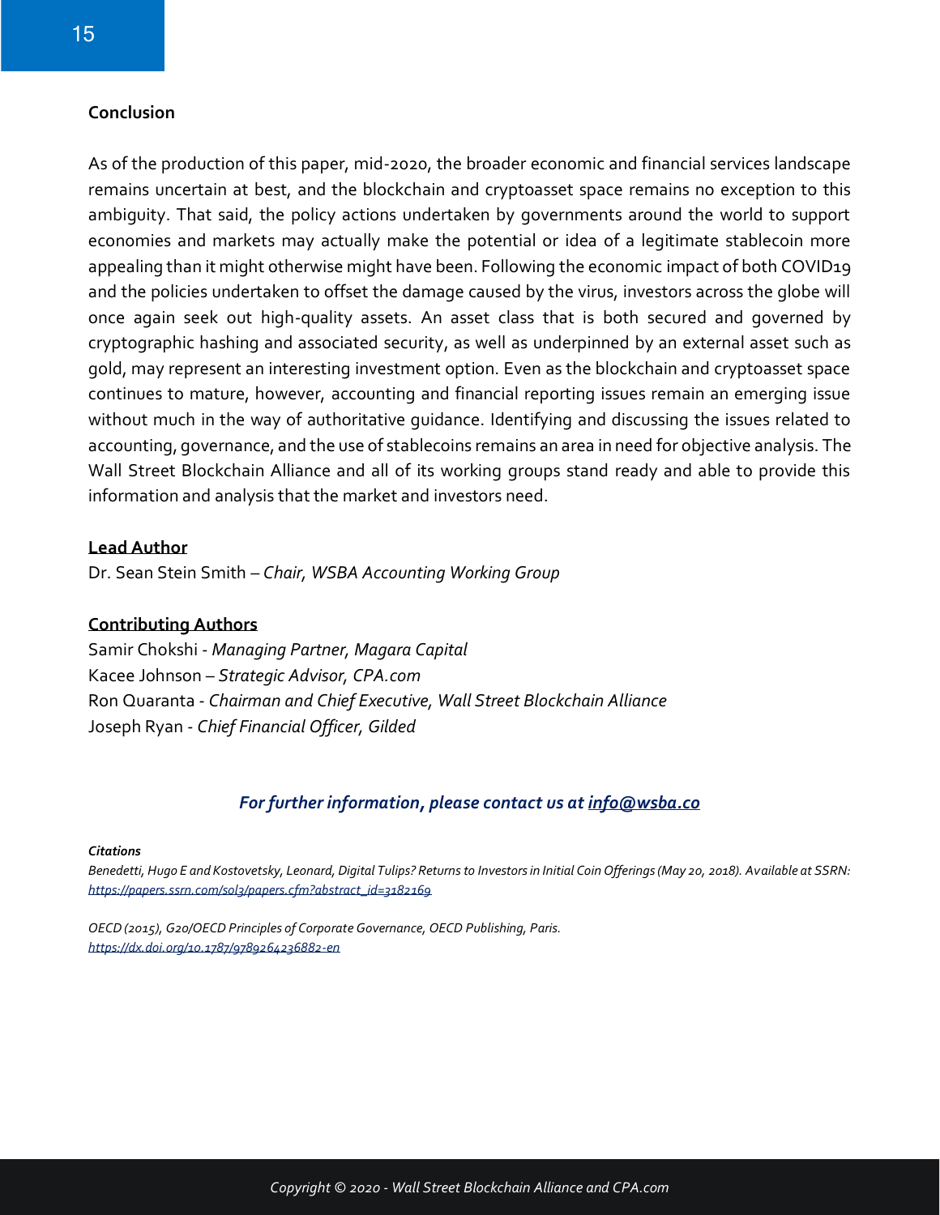## Conclusion

As of the production of this paper, mid-2020, the broader economic and financial services landscape remains uncertain at best, and the blockchain and cryptoasset space remains no exception to this ambiguity. That said, the policy actions undertaken by governments around the world to support economies and markets may actually make the potential or idea of a legitimate stablecoin more appealing than it might otherwise might have been. Following the economic impact of both COVID19 and the policies undertaken to offset the damage caused by the virus, investors across the globe will once again seek out high-quality assets. An asset class that is both secured and governed by cryptographic hashing and associated security, as well as underpinned by an external asset such as gold, may represent an interesting investment option. Even as the blockchain and cryptoasset space continues to mature, however, accounting and financial reporting issues remain an emerging issue without much in the way of authoritative guidance. Identifying and discussing the issues related to accounting, governance, and the use of stablecoins remains an area in need for objective analysis. The Wall Street Blockchain Alliance and all of its working groups stand ready and able to provide this information and analysis that the market and investors need.

**Lead Author**

Dr. Sean Stein Smith – *Chair, WSBA Accounting Working Group*

**Contributing Authors**

Samir Chokshi - *Managing Partner, Magara Capital*
Kacee Johnson – *Strategic Advisor, CPA.com*
Ron Quaranta - *Chairman and Chief Executive, Wall Street Blockchain Alliance*
Joseph Ryan - *Chief Financial Officer, Gilded*

***For further information, please contact us at info@wsba.co***

***Citations***

*Benedetti, Hugo E and Kostovetsky, Leonard, Digital Tulips? Returns to Investors in Initial Coin Offerings (May 20, 2018). Available at SSRN: https://papers.ssrn.com/sol3/papers.cfm?abstract_id=3182169*

*OECD (2015), G20/OECD Principles of Corporate Governance, OECD Publishing, Paris. https://dx.doi.org/10.1787/9789264236882-en*

*Copyright © 2020 - Wall Street Blockchain Alliance and CPA.com*